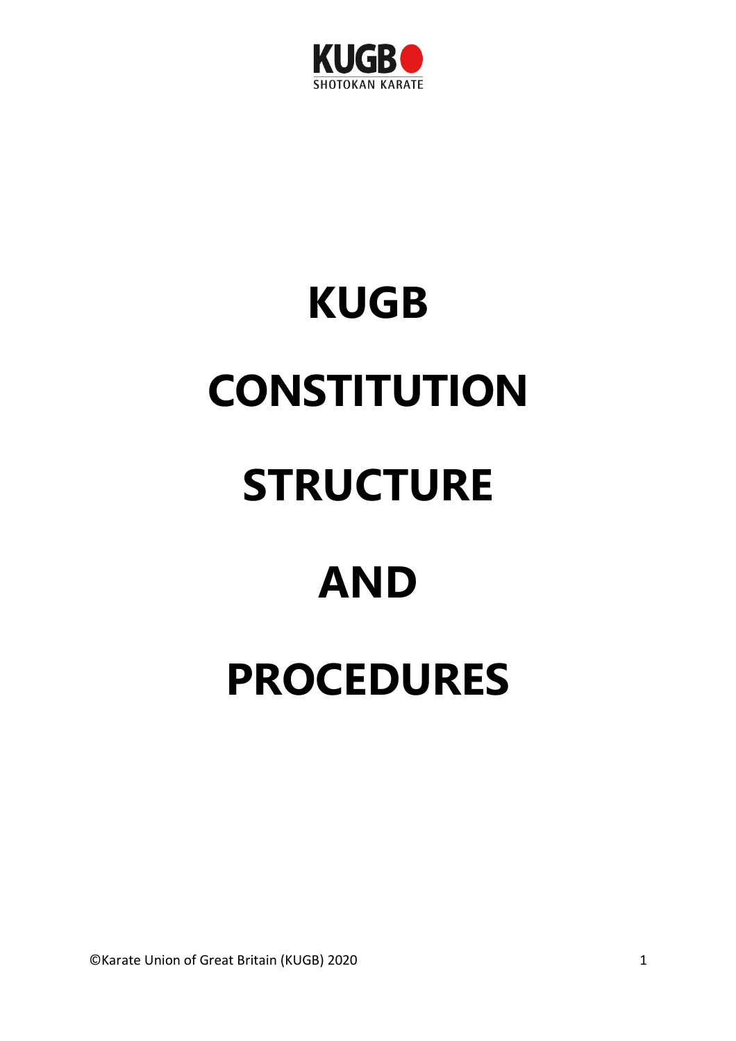KUGB

SHOTOKAN KARATE

# KUGB

# CONSTITUTION

# STRUCTURE

# AND

# PROCEDURES

©Karate Union of Great Britain (KUGB) 2020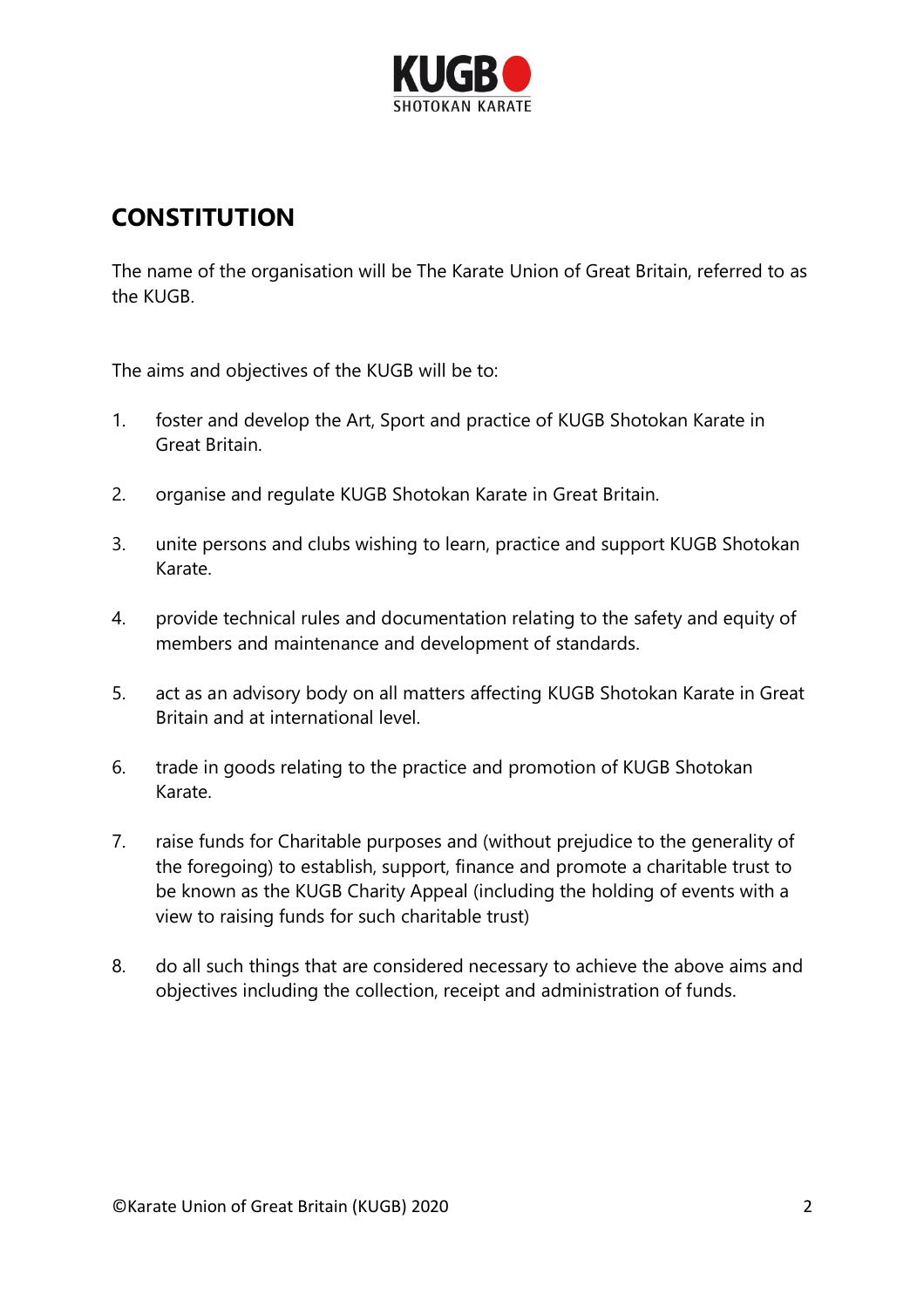## CONSTITUTION

The name of the organisation will be The Karate Union of Great Britain, referred to as the KUGB.

The aims and objectives of the KUGB will be to:

1. foster and develop the Art, Sport and practice of KUGB Shotokan Karate in Great Britain.

2. organise and regulate KUGB Shotokan Karate in Great Britain.

3. unite persons and clubs wishing to learn, practice and support KUGB Shotokan Karate.

4. provide technical rules and documentation relating to the safety and equity of members and maintenance and development of standards.

5. act as an advisory body on all matters affecting KUGB Shotokan Karate in Great Britain and at international level.

6. trade in goods relating to the practice and promotion of KUGB Shotokan Karate.

7. raise funds for Charitable purposes and (without prejudice to the generality of the foregoing) to establish, support, finance and promote a charitable trust to be known as the KUGB Charity Appeal (including the holding of events with a view to raising funds for such charitable trust)

8. do all such things that are considered necessary to achieve the above aims and objectives including the collection, receipt and administration of funds.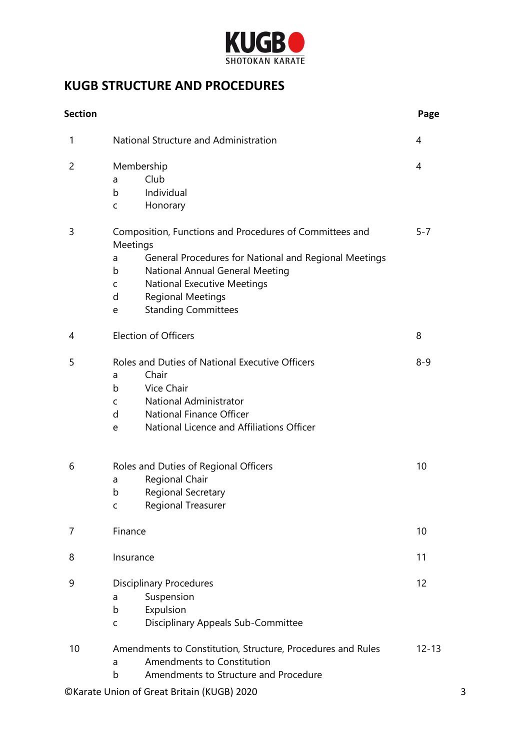KUGB SHOTOKAN KARATE

## KUGB STRUCTURE AND PROCEDURES

| Section | | Page |
|---|---|---|
| 1 | National Structure and Administration | 4 |
| 2 | Membership<br>a Club<br>b Individual<br>c Honorary | 4 |
| 3 | Composition, Functions and Procedures of Committees and Meetings<br>a General Procedures for National and Regional Meetings<br>b National Annual General Meeting<br>c National Executive Meetings<br>d Regional Meetings<br>e Standing Committees | 5-7 |
| 4 | Election of Officers | 8 |
| 5 | Roles and Duties of National Executive Officers<br>a Chair<br>b Vice Chair<br>c National Administrator<br>d National Finance Officer<br>e National Licence and Affiliations Officer | 8-9 |
| 6 | Roles and Duties of Regional Officers<br>a Regional Chair<br>b Regional Secretary<br>c Regional Treasurer | 10 |
| 7 | Finance | 10 |
| 8 | Insurance | 11 |
| 9 | Disciplinary Procedures<br>a Suspension<br>b Expulsion<br>c Disciplinary Appeals Sub-Committee | 12 |
| 10 | Amendments to Constitution, Structure, Procedures and Rules<br>a Amendments to Constitution<br>b Amendments to Structure and Procedure | 12-13 |

©Karate Union of Great Britain (KUGB) 2020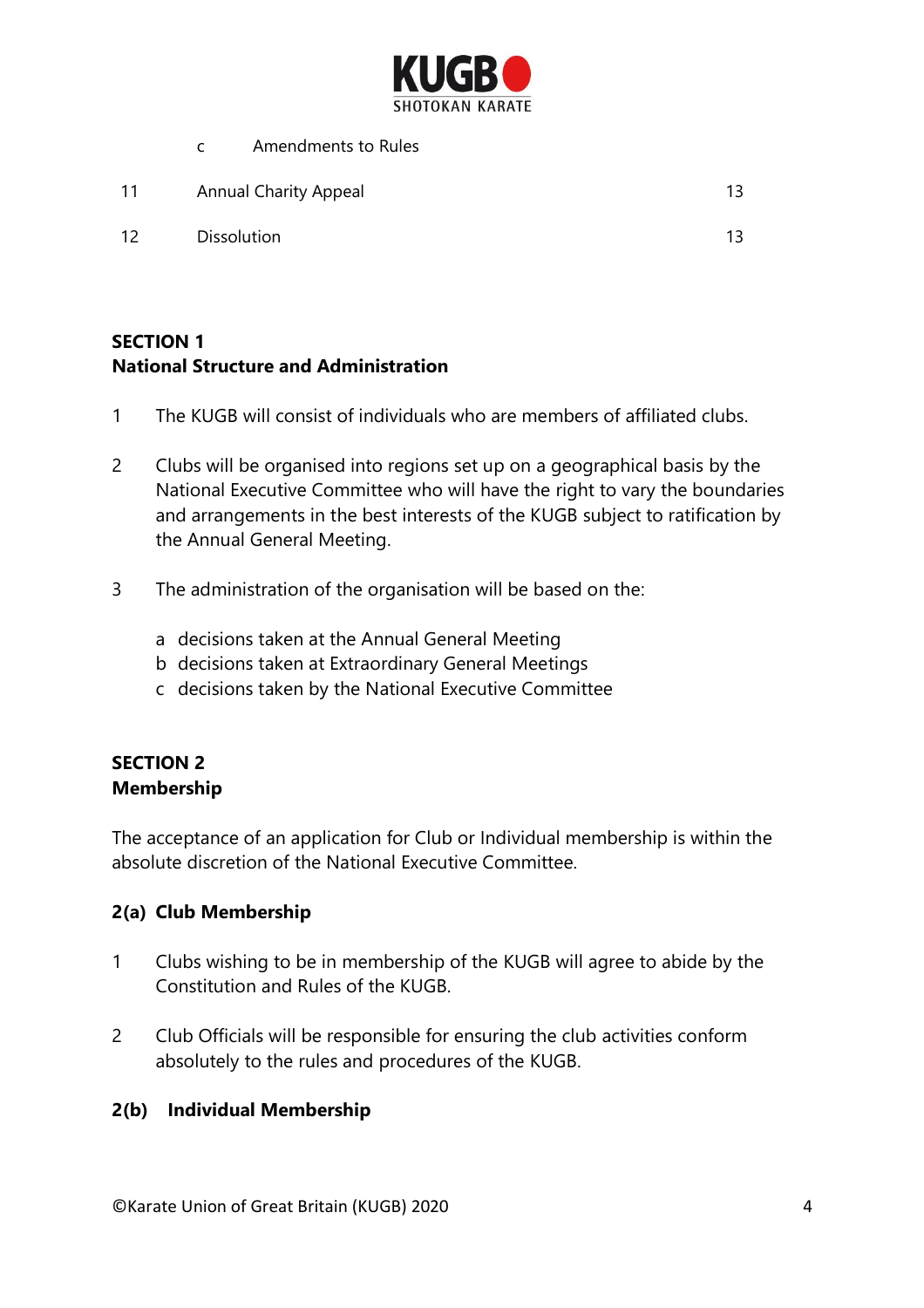| | | |
|---|---|---|
| | c Amendments to Rules | |
| 11 | Annual Charity Appeal | 13 |
| 12 | Dissolution | 13 |

## SECTION 1
## National Structure and Administration

1 The KUGB will consist of individuals who are members of affiliated clubs.

2 Clubs will be organised into regions set up on a geographical basis by the National Executive Committee who will have the right to vary the boundaries and arrangements in the best interests of the KUGB subject to ratification by the Annual General Meeting.

3 The administration of the organisation will be based on the:

a decisions taken at the Annual General Meeting
b decisions taken at Extraordinary General Meetings
c decisions taken by the National Executive Committee

## SECTION 2
## Membership

The acceptance of an application for Club or Individual membership is within the absolute discretion of the National Executive Committee.

### 2(a) Club Membership

1 Clubs wishing to be in membership of the KUGB will agree to abide by the Constitution and Rules of the KUGB.

2 Club Officials will be responsible for ensuring the club activities conform absolutely to the rules and procedures of the KUGB.

### 2(b) Individual Membership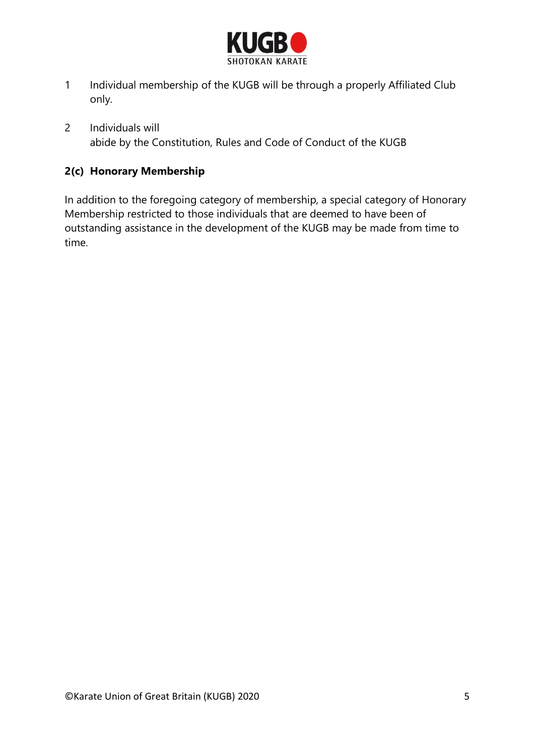1 Individual membership of the KUGB will be through a properly Affiliated Club only.

2 Individuals will
abide by the Constitution, Rules and Code of Conduct of the KUGB

**2(c) Honorary Membership**

In addition to the foregoing category of membership, a special category of Honorary Membership restricted to those individuals that are deemed to have been of outstanding assistance in the development of the KUGB may be made from time to time.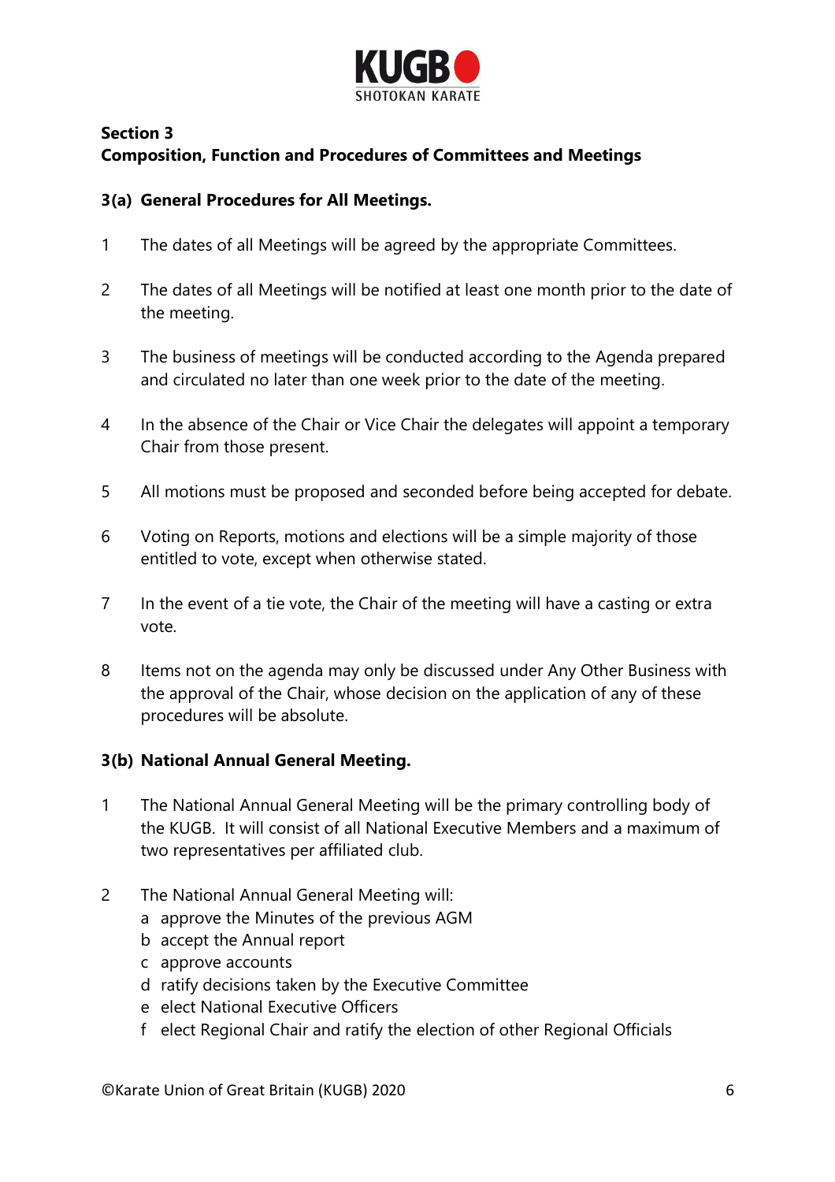**Section 3**
**Composition, Function and Procedures of Committees and Meetings**

### 3(a) General Procedures for All Meetings.

1. The dates of all Meetings will be agreed by the appropriate Committees.

2. The dates of all Meetings will be notified at least one month prior to the date of the meeting.

3. The business of meetings will be conducted according to the Agenda prepared and circulated no later than one week prior to the date of the meeting.

4. In the absence of the Chair or Vice Chair the delegates will appoint a temporary Chair from those present.

5. All motions must be proposed and seconded before being accepted for debate.

6. Voting on Reports, motions and elections will be a simple majority of those entitled to vote, except when otherwise stated.

7. In the event of a tie vote, the Chair of the meeting will have a casting or extra vote.

8. Items not on the agenda may only be discussed under Any Other Business with the approval of the Chair, whose decision on the application of any of these procedures will be absolute.

### 3(b) National Annual General Meeting.

1. The National Annual General Meeting will be the primary controlling body of the KUGB. It will consist of all National Executive Members and a maximum of two representatives per affiliated club.

2. The National Annual General Meeting will:
   - a approve the Minutes of the previous AGM
   - b accept the Annual report
   - c approve accounts
   - d ratify decisions taken by the Executive Committee
   - e elect National Executive Officers
   - f elect Regional Chair and ratify the election of other Regional Officials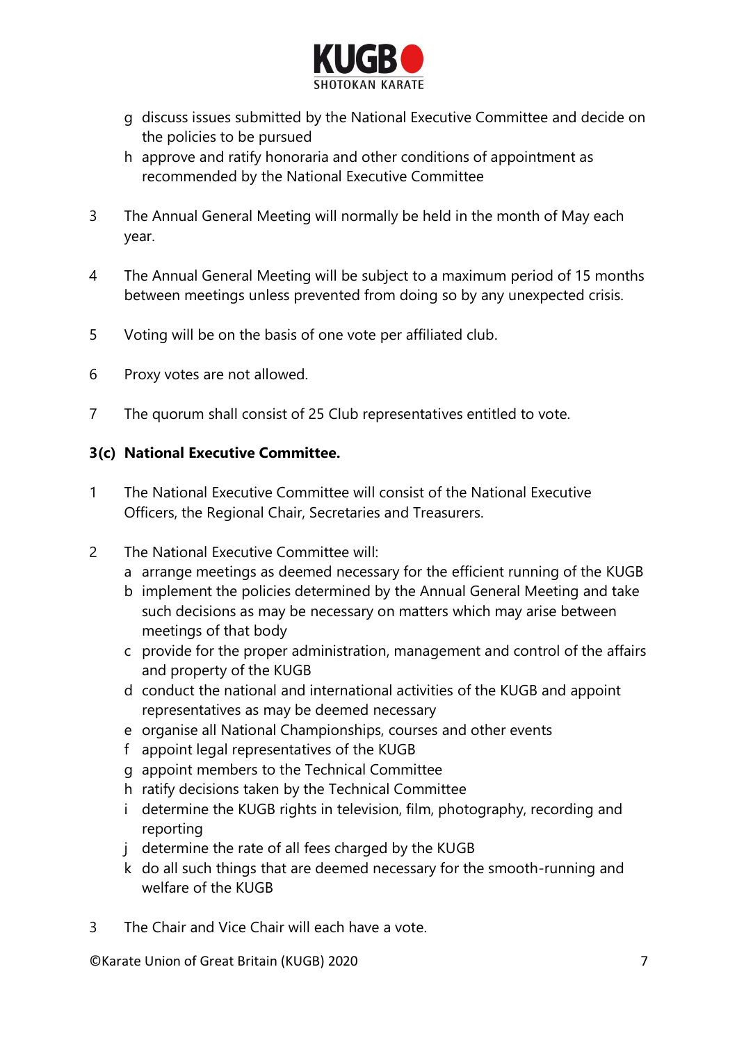g discuss issues submitted by the National Executive Committee and decide on the policies to be pursued

h approve and ratify honoraria and other conditions of appointment as recommended by the National Executive Committee

3 The Annual General Meeting will normally be held in the month of May each year.

4 The Annual General Meeting will be subject to a maximum period of 15 months between meetings unless prevented from doing so by any unexpected crisis.

5 Voting will be on the basis of one vote per affiliated club.

6 Proxy votes are not allowed.

7 The quorum shall consist of 25 Club representatives entitled to vote.

**3(c) National Executive Committee.**

1 The National Executive Committee will consist of the National Executive Officers, the Regional Chair, Secretaries and Treasurers.

2 The National Executive Committee will:

a arrange meetings as deemed necessary for the efficient running of the KUGB

b implement the policies determined by the Annual General Meeting and take such decisions as may be necessary on matters which may arise between meetings of that body

c provide for the proper administration, management and control of the affairs and property of the KUGB

d conduct the national and international activities of the KUGB and appoint representatives as may be deemed necessary

e organise all National Championships, courses and other events

f appoint legal representatives of the KUGB

g appoint members to the Technical Committee

h ratify decisions taken by the Technical Committee

i determine the KUGB rights in television, film, photography, recording and reporting

j determine the rate of all fees charged by the KUGB

k do all such things that are deemed necessary for the smooth-running and welfare of the KUGB

3 The Chair and Vice Chair will each have a vote.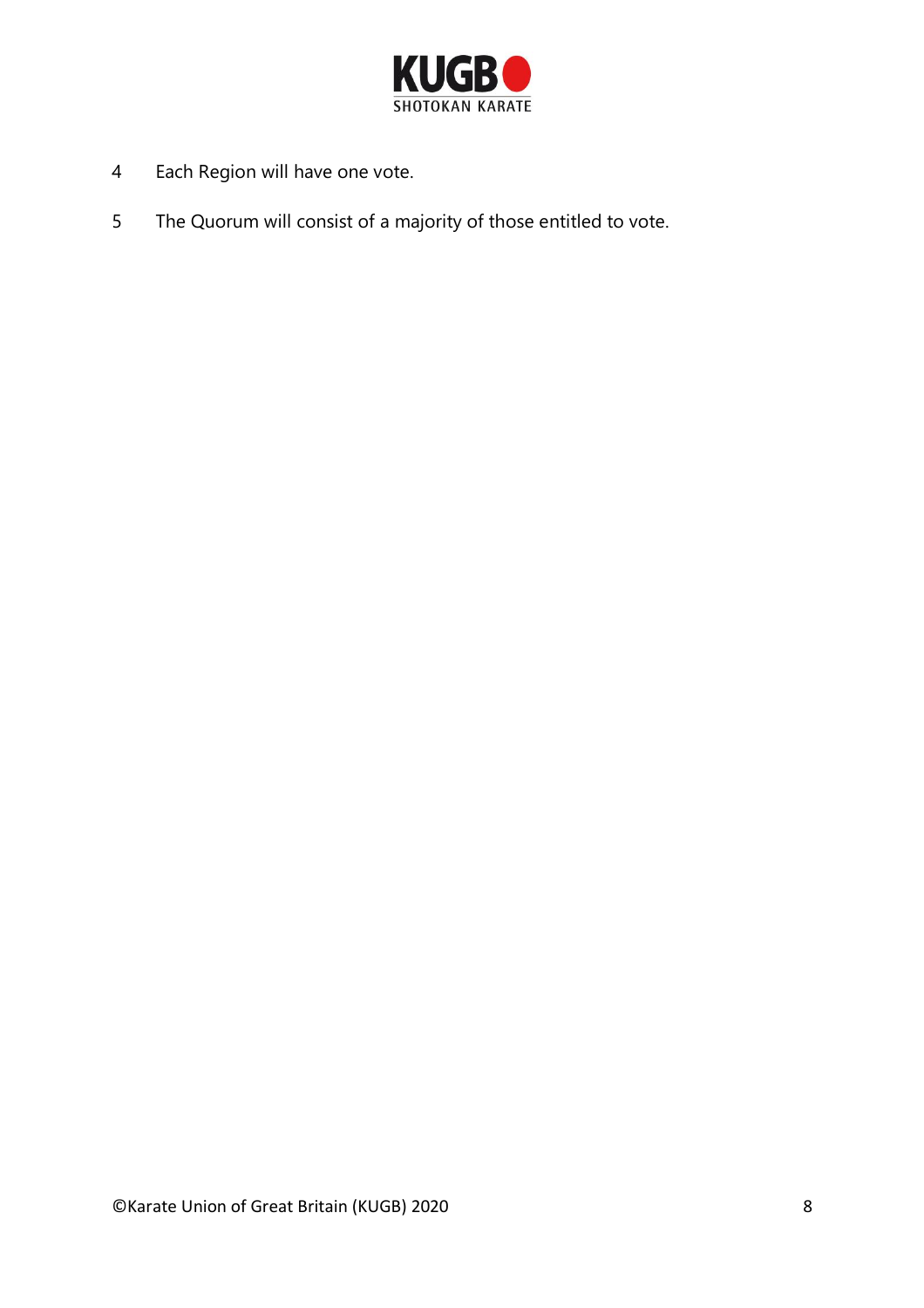4 Each Region will have one vote.

5 The Quorum will consist of a majority of those entitled to vote.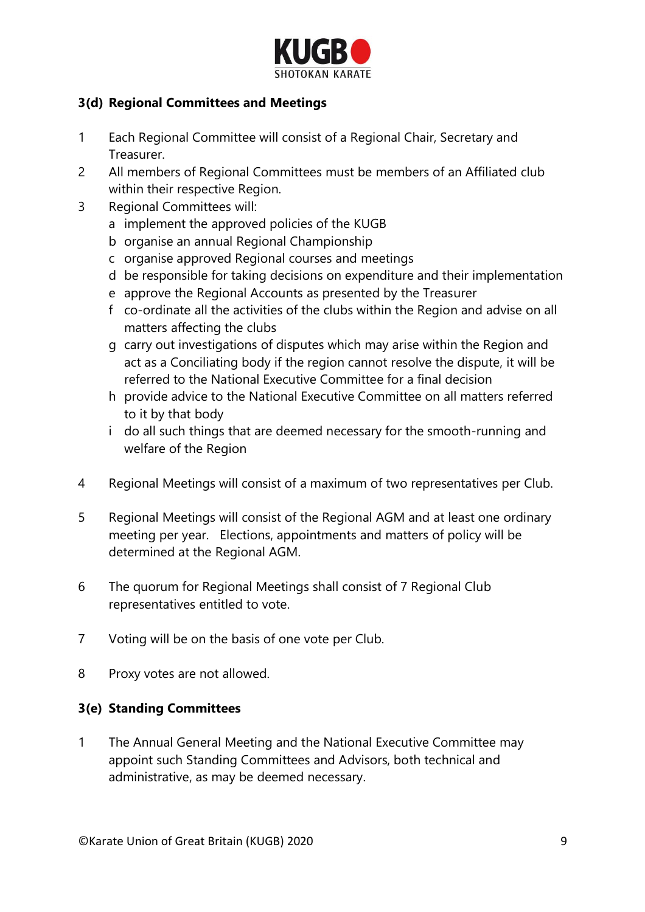### 3(d) Regional Committees and Meetings

1. Each Regional Committee will consist of a Regional Chair, Secretary and Treasurer.
2. All members of Regional Committees must be members of an Affiliated club within their respective Region.
3. Regional Committees will:
   - a implement the approved policies of the KUGB
   - b organise an annual Regional Championship
   - c organise approved Regional courses and meetings
   - d be responsible for taking decisions on expenditure and their implementation
   - e approve the Regional Accounts as presented by the Treasurer
   - f co-ordinate all the activities of the clubs within the Region and advise on all matters affecting the clubs
   - g carry out investigations of disputes which may arise within the Region and act as a Conciliating body if the region cannot resolve the dispute, it will be referred to the National Executive Committee for a final decision
   - h provide advice to the National Executive Committee on all matters referred to it by that body
   - i do all such things that are deemed necessary for the smooth-running and welfare of the Region
4. Regional Meetings will consist of a maximum of two representatives per Club.
5. Regional Meetings will consist of the Regional AGM and at least one ordinary meeting per year. Elections, appointments and matters of policy will be determined at the Regional AGM.
6. The quorum for Regional Meetings shall consist of 7 Regional Club representatives entitled to vote.
7. Voting will be on the basis of one vote per Club.
8. Proxy votes are not allowed.

### 3(e) Standing Committees

1. The Annual General Meeting and the National Executive Committee may appoint such Standing Committees and Advisors, both technical and administrative, as may be deemed necessary.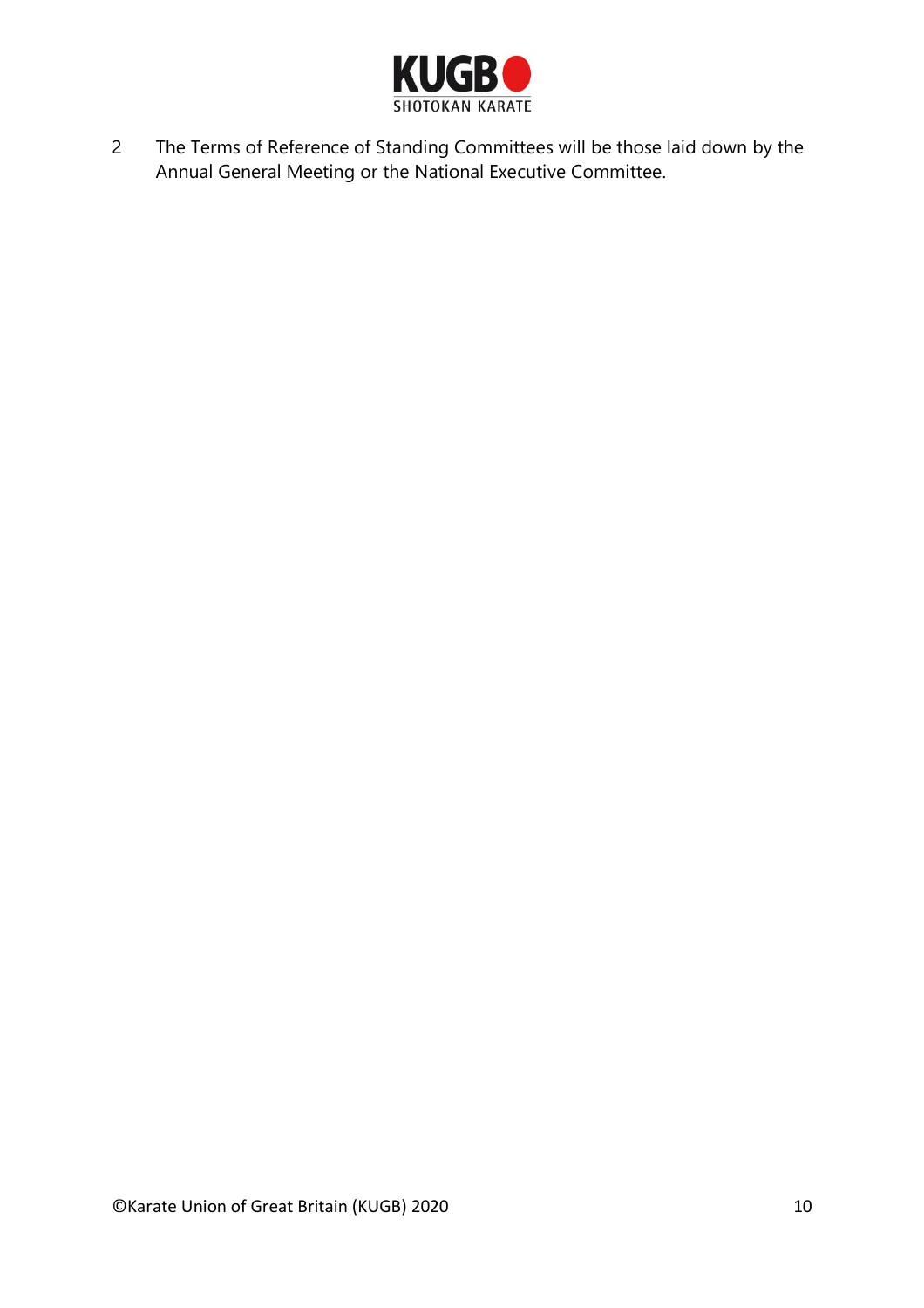2 The Terms of Reference of Standing Committees will be those laid down by the Annual General Meeting or the National Executive Committee.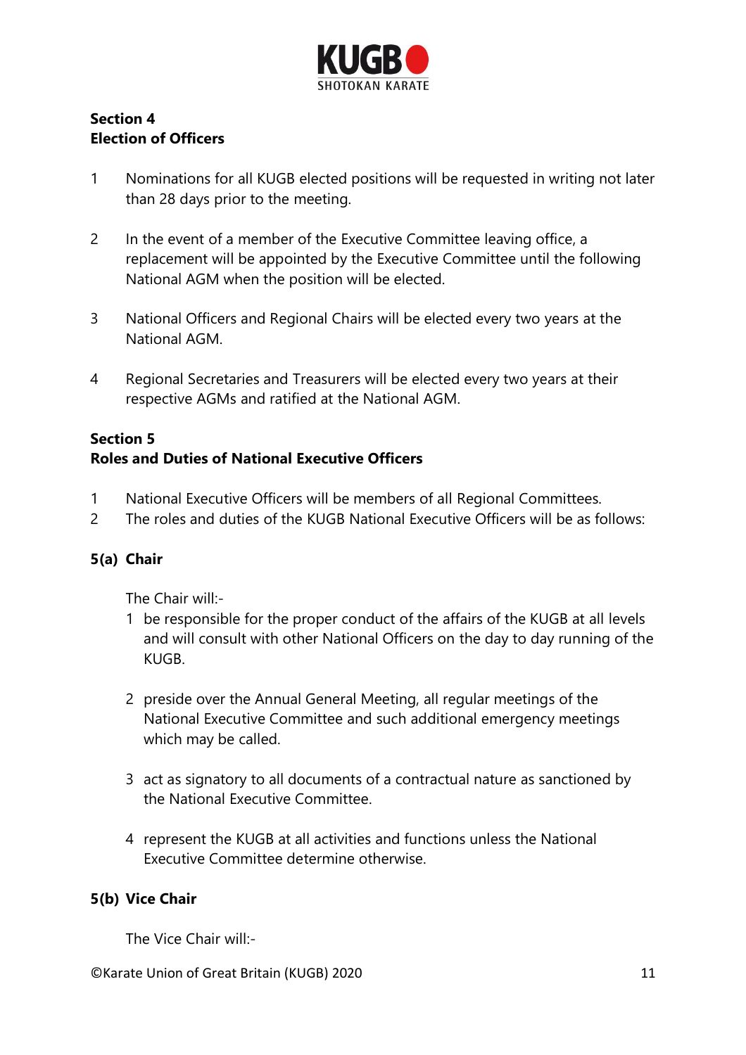## Section 4
## Election of Officers

1. Nominations for all KUGB elected positions will be requested in writing not later than 28 days prior to the meeting.

2. In the event of a member of the Executive Committee leaving office, a replacement will be appointed by the Executive Committee until the following National AGM when the position will be elected.

3. National Officers and Regional Chairs will be elected every two years at the National AGM.

4. Regional Secretaries and Treasurers will be elected every two years at their respective AGMs and ratified at the National AGM.

## Section 5
## Roles and Duties of National Executive Officers

1. National Executive Officers will be members of all Regional Committees.
2. The roles and duties of the KUGB National Executive Officers will be as follows:

### 5(a) Chair

The Chair will:-

1. be responsible for the proper conduct of the affairs of the KUGB at all levels and will consult with other National Officers on the day to day running of the KUGB.

2. preside over the Annual General Meeting, all regular meetings of the National Executive Committee and such additional emergency meetings which may be called.

3. act as signatory to all documents of a contractual nature as sanctioned by the National Executive Committee.

4. represent the KUGB at all activities and functions unless the National Executive Committee determine otherwise.

### 5(b) Vice Chair

The Vice Chair will:-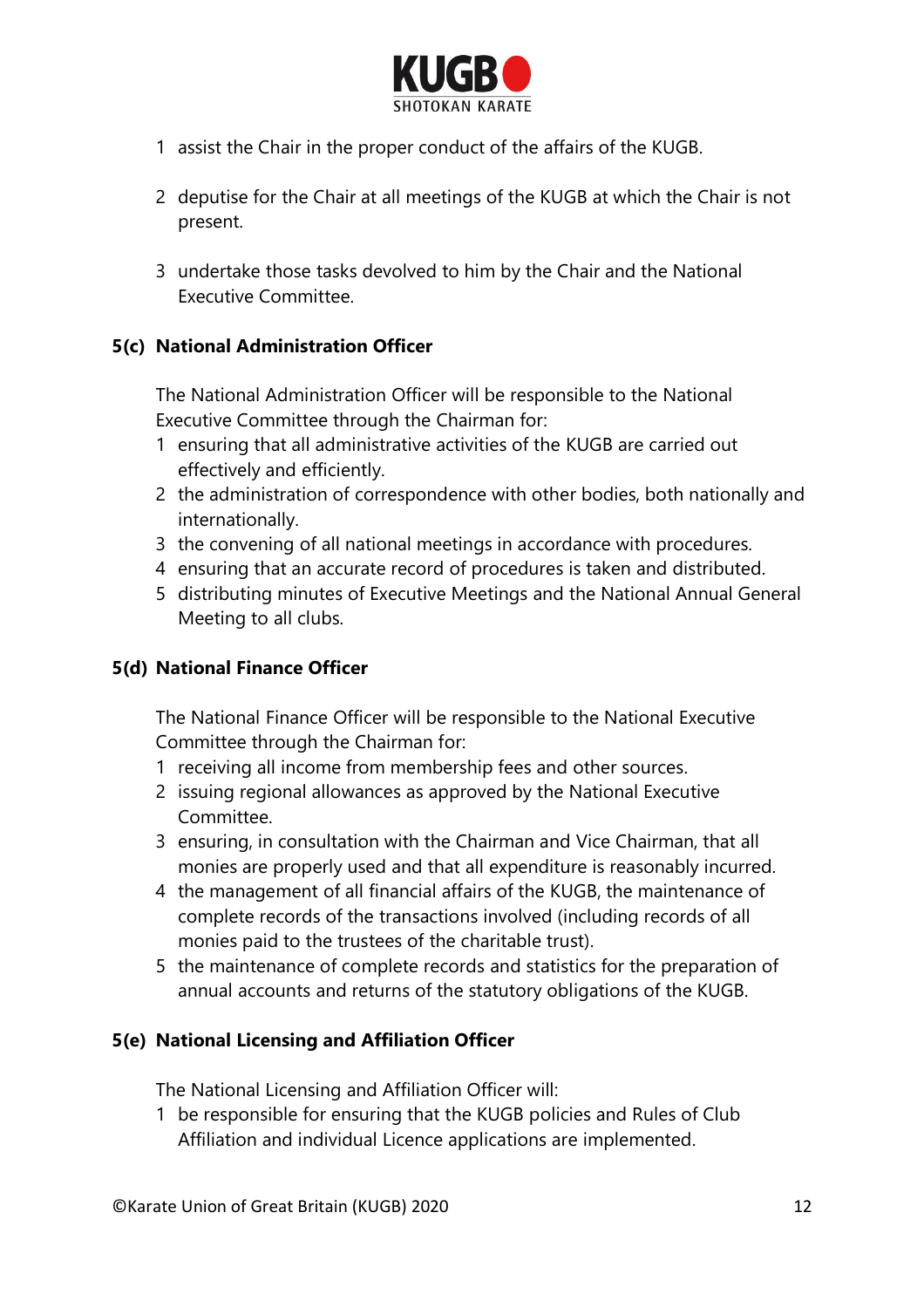1 assist the Chair in the proper conduct of the affairs of the KUGB.

2 deputise for the Chair at all meetings of the KUGB at which the Chair is not present.

3 undertake those tasks devolved to him by the Chair and the National Executive Committee.

### 5(c) National Administration Officer

The National Administration Officer will be responsible to the National Executive Committee through the Chairman for:

1 ensuring that all administrative activities of the KUGB are carried out effectively and efficiently.
2 the administration of correspondence with other bodies, both nationally and internationally.
3 the convening of all national meetings in accordance with procedures.
4 ensuring that an accurate record of procedures is taken and distributed.
5 distributing minutes of Executive Meetings and the National Annual General Meeting to all clubs.

### 5(d) National Finance Officer

The National Finance Officer will be responsible to the National Executive Committee through the Chairman for:

1 receiving all income from membership fees and other sources.
2 issuing regional allowances as approved by the National Executive Committee.
3 ensuring, in consultation with the Chairman and Vice Chairman, that all monies are properly used and that all expenditure is reasonably incurred.
4 the management of all financial affairs of the KUGB, the maintenance of complete records of the transactions involved (including records of all monies paid to the trustees of the charitable trust).
5 the maintenance of complete records and statistics for the preparation of annual accounts and returns of the statutory obligations of the KUGB.

### 5(e) National Licensing and Affiliation Officer

The National Licensing and Affiliation Officer will:

1 be responsible for ensuring that the KUGB policies and Rules of Club Affiliation and individual Licence applications are implemented.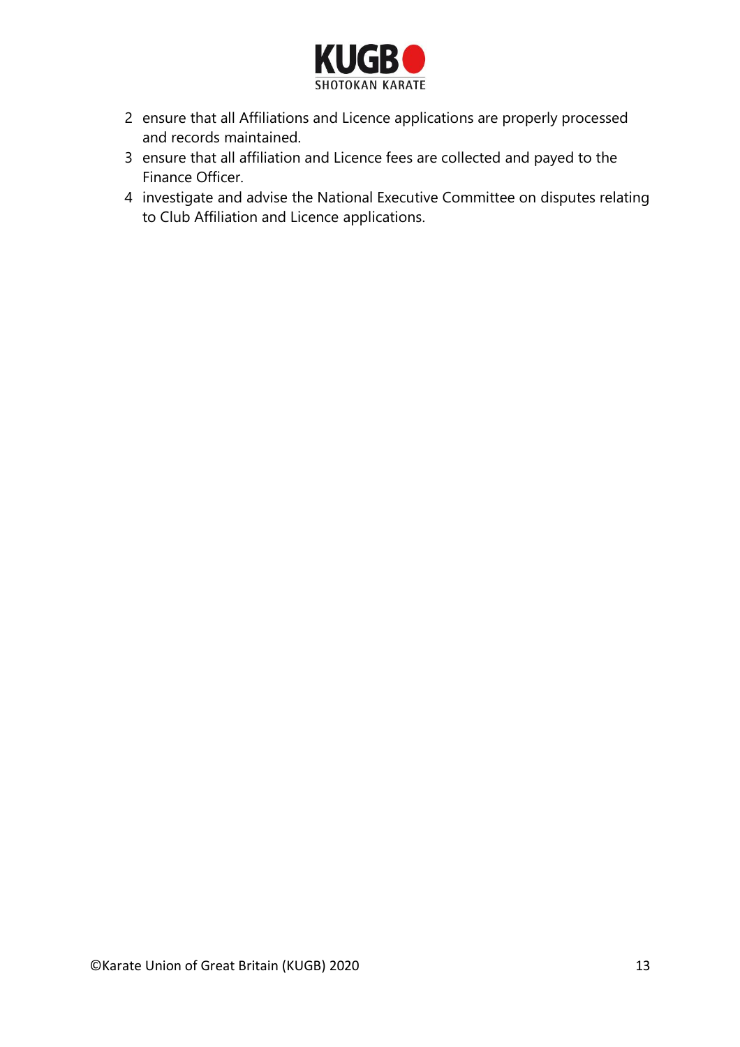2. ensure that all Affiliations and Licence applications are properly processed and records maintained.
3. ensure that all affiliation and Licence fees are collected and payed to the Finance Officer.
4. investigate and advise the National Executive Committee on disputes relating to Club Affiliation and Licence applications.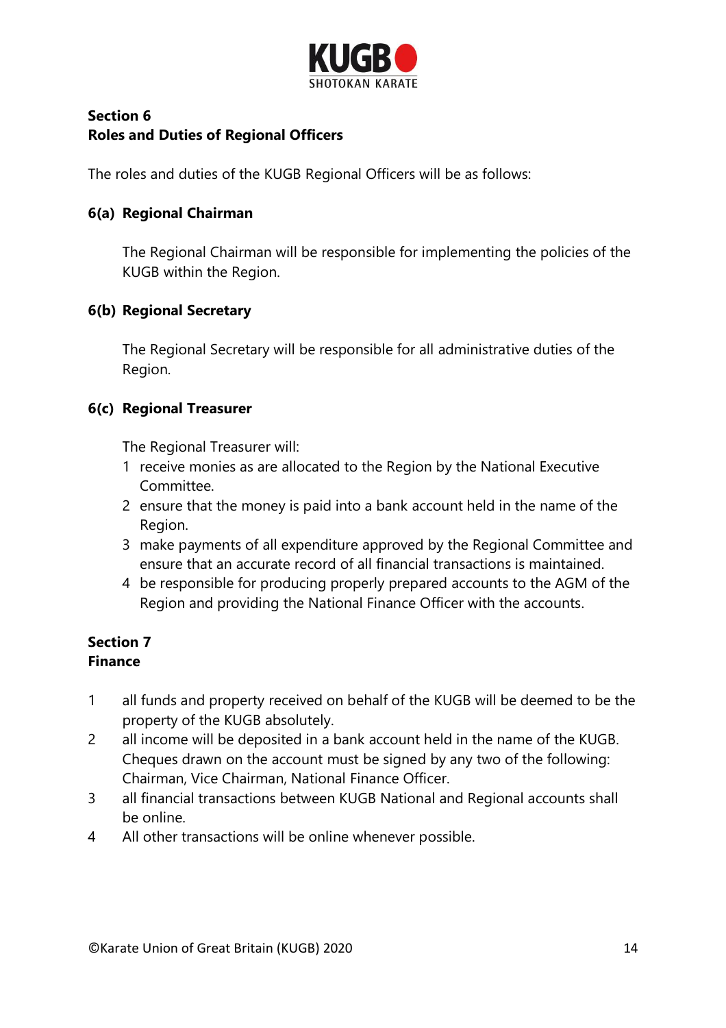## Section 6
## Roles and Duties of Regional Officers

The roles and duties of the KUGB Regional Officers will be as follows:

### 6(a) Regional Chairman

The Regional Chairman will be responsible for implementing the policies of the KUGB within the Region.

### 6(b) Regional Secretary

The Regional Secretary will be responsible for all administrative duties of the Region.

### 6(c) Regional Treasurer

The Regional Treasurer will:

1. receive monies as are allocated to the Region by the National Executive Committee.
2. ensure that the money is paid into a bank account held in the name of the Region.
3. make payments of all expenditure approved by the Regional Committee and ensure that an accurate record of all financial transactions is maintained.
4. be responsible for producing properly prepared accounts to the AGM of the Region and providing the National Finance Officer with the accounts.

## Section 7
## Finance

1. all funds and property received on behalf of the KUGB will be deemed to be the property of the KUGB absolutely.
2. all income will be deposited in a bank account held in the name of the KUGB. Cheques drawn on the account must be signed by any two of the following: Chairman, Vice Chairman, National Finance Officer.
3. all financial transactions between KUGB National and Regional accounts shall be online.
4. All other transactions will be online whenever possible.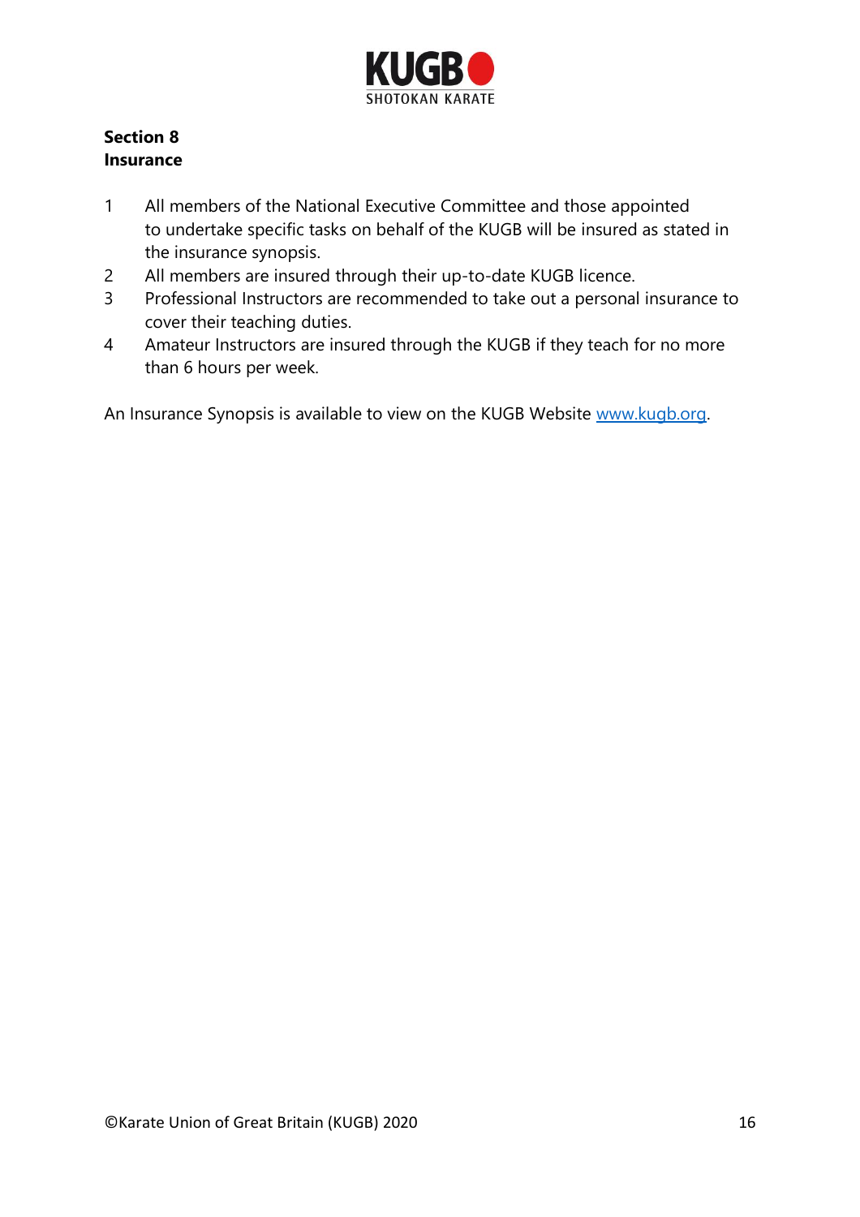**Section 8**
**Insurance**

1. All members of the National Executive Committee and those appointed to undertake specific tasks on behalf of the KUGB will be insured as stated in the insurance synopsis.
2. All members are insured through their up-to-date KUGB licence.
3. Professional Instructors are recommended to take out a personal insurance to cover their teaching duties.
4. Amateur Instructors are insured through the KUGB if they teach for no more than 6 hours per week.

An Insurance Synopsis is available to view on the KUGB Website [www.kugb.org](http://www.kugb.org).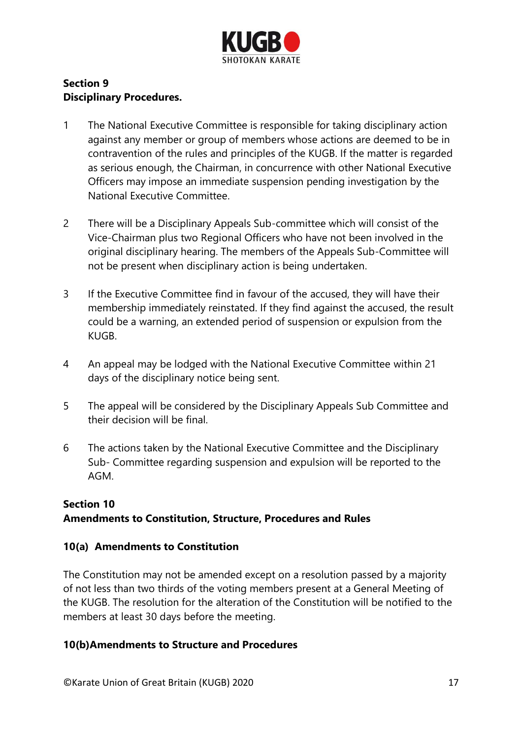**Section 9**
**Disciplinary Procedures.**

1. The National Executive Committee is responsible for taking disciplinary action against any member or group of members whose actions are deemed to be in contravention of the rules and principles of the KUGB. If the matter is regarded as serious enough, the Chairman, in concurrence with other National Executive Officers may impose an immediate suspension pending investigation by the National Executive Committee.

2. There will be a Disciplinary Appeals Sub-committee which will consist of the Vice-Chairman plus two Regional Officers who have not been involved in the original disciplinary hearing. The members of the Appeals Sub-Committee will not be present when disciplinary action is being undertaken.

3. If the Executive Committee find in favour of the accused, they will have their membership immediately reinstated. If they find against the accused, the result could be a warning, an extended period of suspension or expulsion from the KUGB.

4. An appeal may be lodged with the National Executive Committee within 21 days of the disciplinary notice being sent.

5. The appeal will be considered by the Disciplinary Appeals Sub Committee and their decision will be final.

6. The actions taken by the National Executive Committee and the Disciplinary Sub- Committee regarding suspension and expulsion will be reported to the AGM.

**Section 10**
**Amendments to Constitution, Structure, Procedures and Rules**

**10(a) Amendments to Constitution**

The Constitution may not be amended except on a resolution passed by a majority of not less than two thirds of the voting members present at a General Meeting of the KUGB. The resolution for the alteration of the Constitution will be notified to the members at least 30 days before the meeting.

**10(b)Amendments to Structure and Procedures**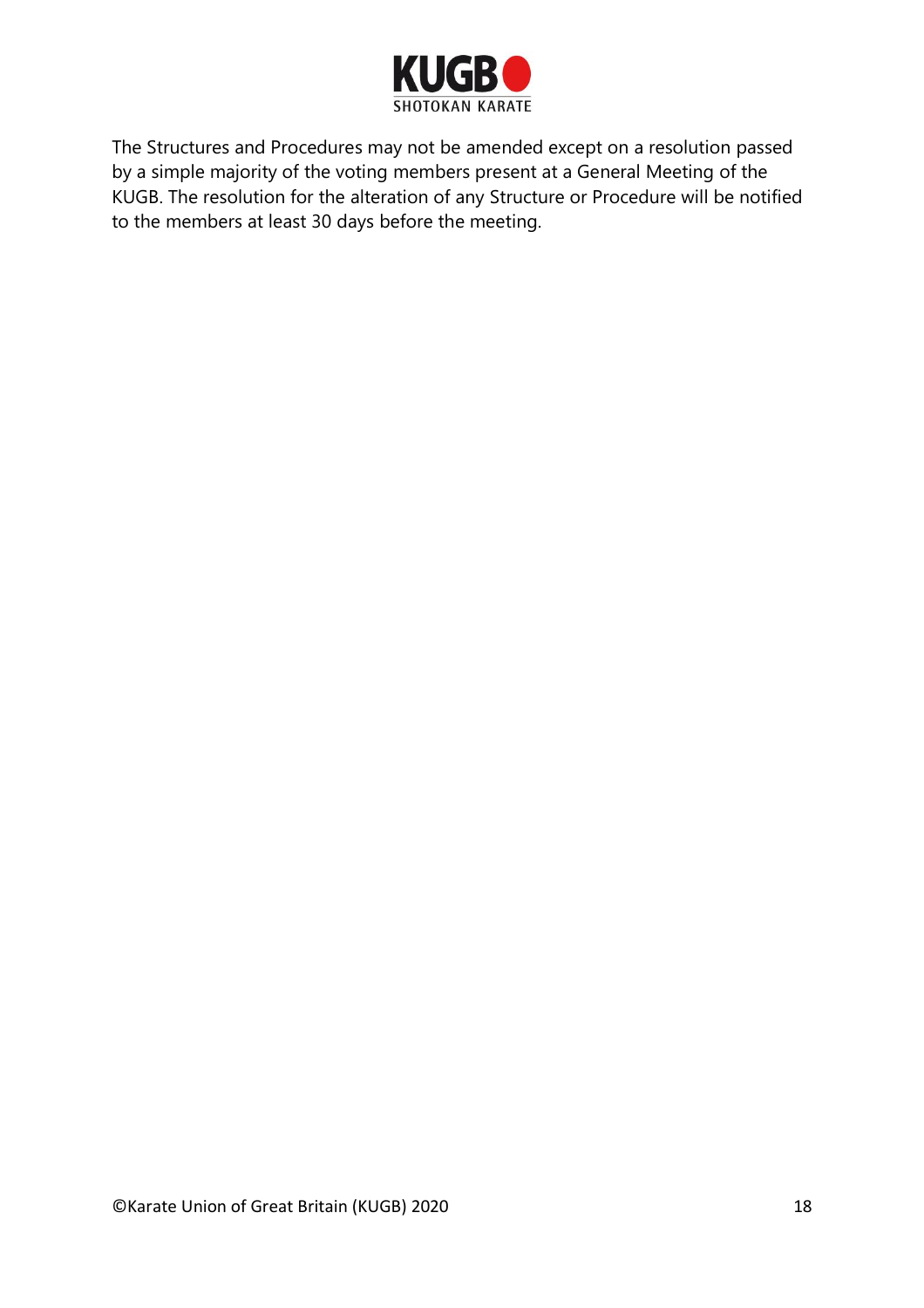The Structures and Procedures may not be amended except on a resolution passed by a simple majority of the voting members present at a General Meeting of the KUGB. The resolution for the alteration of any Structure or Procedure will be notified to the members at least 30 days before the meeting.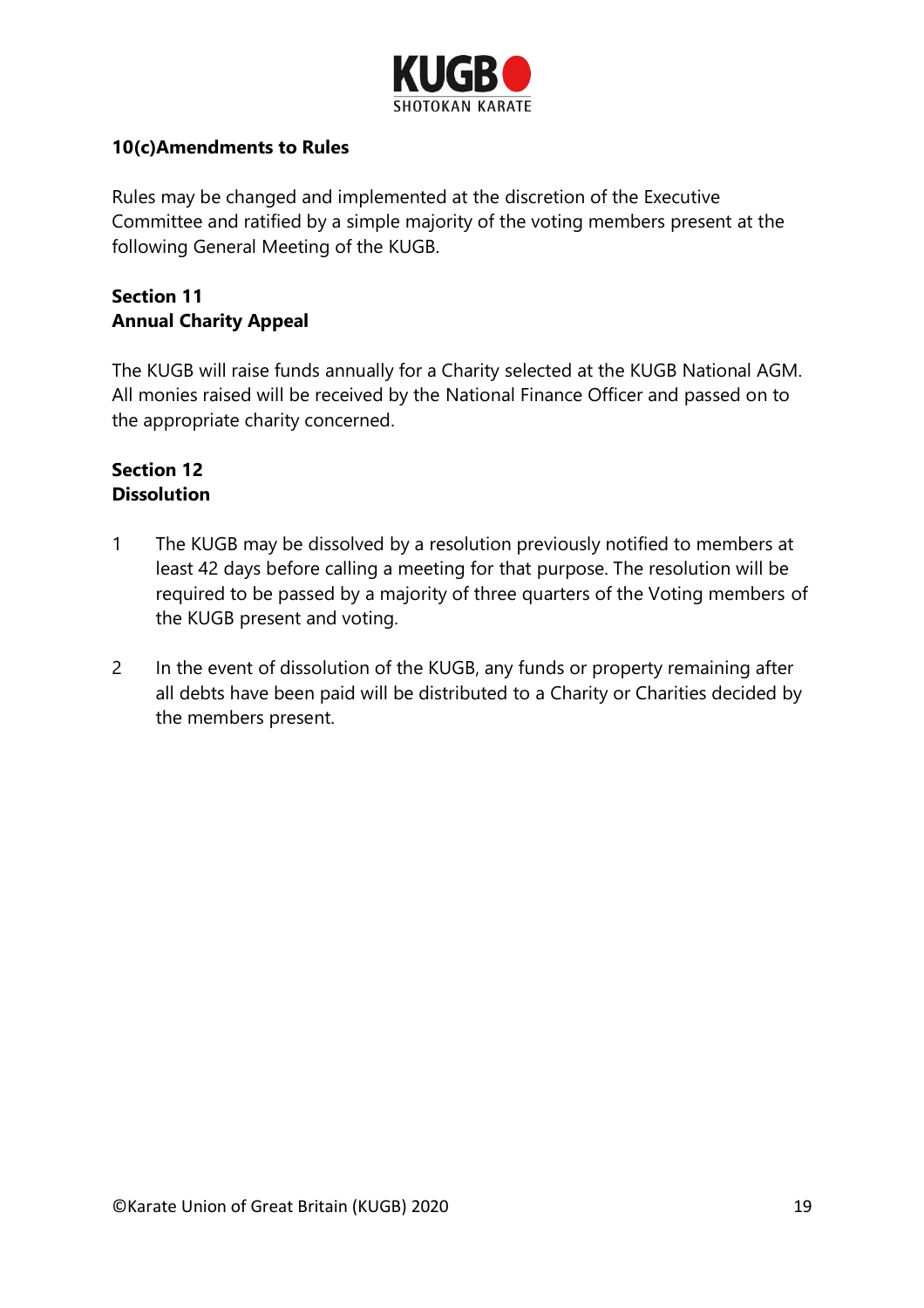**10(c)Amendments to Rules**

Rules may be changed and implemented at the discretion of the Executive Committee and ratified by a simple majority of the voting members present at the following General Meeting of the KUGB.

## Section 11
## Annual Charity Appeal

The KUGB will raise funds annually for a Charity selected at the KUGB National AGM. All monies raised will be received by the National Finance Officer and passed on to the appropriate charity concerned.

## Section 12
## Dissolution

1. The KUGB may be dissolved by a resolution previously notified to members at least 42 days before calling a meeting for that purpose. The resolution will be required to be passed by a majority of three quarters of the Voting members of the KUGB present and voting.

2. In the event of dissolution of the KUGB, any funds or property remaining after all debts have been paid will be distributed to a Charity or Charities decided by the members present.